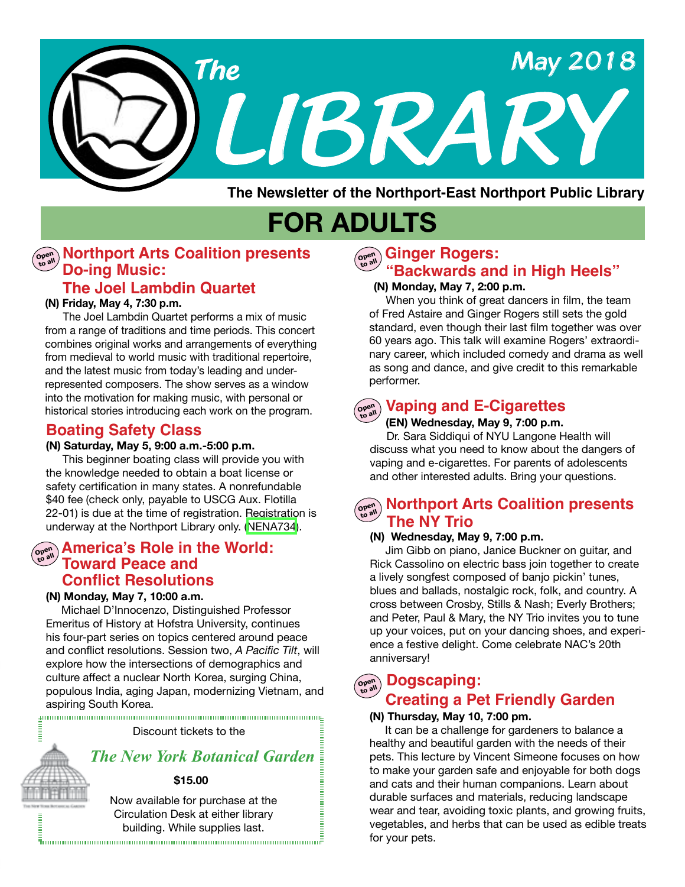# The LIBRARY

May 2018

**The Newsletter of the Northport-East Northport Public Library**

## FOR ADULTS

### Northport Arts Coalition presents Do-ing Music: The Joel Lambdin Quartet

Open to all

**(N) Friday, May 4, 7:30 p.m.**

The Joel Lambdin Quartet performs a mix of music from a range of traditions and time periods. This concert combines original works and arrangements of everything from medieval to world music with traditional repertoire, and the latest music from today's leading and under-represented composers. The show serves as a window into the motivation for making music, with personal or historical stories introducing each work on the program.

### Boating Safety Class

**(N) Saturday, May 5, 9:00 a.m.-5:00 p.m.**

This beginner boating class will provide you with the knowledge needed to obtain a boat license or safety certification in many states. A nonrefundable $40 fee (check only, payable to USCG Aux. Flotilla 22-01) is due at the time of registration. Registration is underway at the Northport Library only. (NENA734).

### America's Role in the World: Toward Peace and Conflict Resolutions

Open to all

**(N) Monday, May 7, 10:00 a.m.**

Michael D'Innocenzo, Distinguished Professor Emeritus of History at Hofstra University, continues his four-part series on topics centered around peace and conflict resolutions. Session two, *A Pacific Tilt*, will explore how the intersections of demographics and culture affect a nuclear North Korea, surging China, populous India, aging Japan, modernizing Vietnam, and aspiring South Korea.

Discount tickets to the

*The New York Botanical Garden*

**$15.00**

Now available for purchase at the Circulation Desk at either library building. While supplies last.

### Ginger Rogers: "Backwards and in High Heels"

Open to all

**(N) Monday, May 7, 2:00 p.m.**

When you think of great dancers in film, the team of Fred Astaire and Ginger Rogers still sets the gold standard, even though their last film together was over 60 years ago. This talk will examine Rogers' extraordinary career, which included comedy and drama as well as song and dance, and give credit to this remarkable performer.

### Vaping and E-Cigarettes

Open to all

**(EN) Wednesday, May 9, 7:00 p.m.**

Dr. Sara Siddiqui of NYU Langone Health will discuss what you need to know about the dangers of vaping and e-cigarettes. For parents of adolescents and other interested adults. Bring your questions.

### Northport Arts Coalition presents The NY Trio

Open to all

**(N) Wednesday, May 9, 7:00 p.m.**

Jim Gibb on piano, Janice Buckner on guitar, and Rick Cassolino on electric bass join together to create a lively songfest composed of banjo pickin' tunes, blues and ballads, nostalgic rock, folk, and country. A cross between Crosby, Stills & Nash; Everly Brothers; and Peter, Paul & Mary, the NY Trio invites you to tune up your voices, put on your dancing shoes, and experience a festive delight. Come celebrate NAC's 20th anniversary!

### Dogscaping: Creating a Pet Friendly Garden

Open to all

**(N) Thursday, May 10, 7:00 pm.**

It can be a challenge for gardeners to balance a healthy and beautiful garden with the needs of their pets. This lecture by Vincent Simeone focuses on how to make your garden safe and enjoyable for both dogs and cats and their human companions. Learn about durable surfaces and materials, reducing landscape wear and tear, avoiding toxic plants, and growing fruits, vegetables, and herbs that can be used as edible treats for your pets.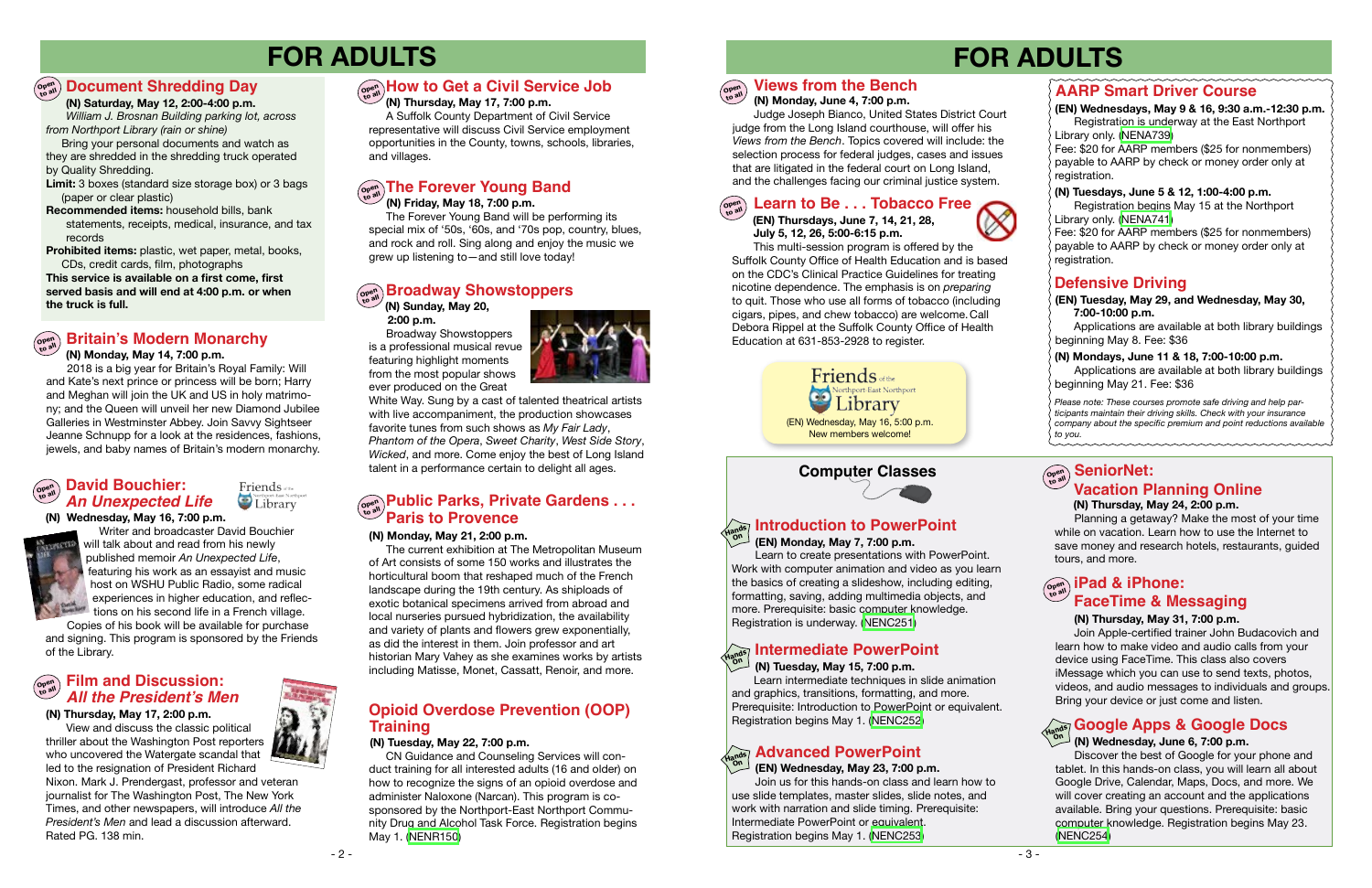# FOR ADULTS

## Document Shredding Day

**(N) Saturday, May 12, 2:00-4:00 p.m.**

*William J. Brosnan Building parking lot, across from Northport Library (rain or shine)*

Bring your personal documents and watch as they are shredded in the shredding truck operated by Quality Shredding.

**Limit:** 3 boxes (standard size storage box) or 3 bags (paper or clear plastic)

**Recommended items:** household bills, bank statements, receipts, medical, insurance, and tax records

**Prohibited items:** plastic, wet paper, metal, books, CDs, credit cards, film, photographs

**This service is available on a first come, first served basis and will end at 4:00 p.m. or when the truck is full.**

## Britain's Modern Monarchy

**(N) Monday, May 14, 7:00 p.m.**

2018 is a big year for Britain's Royal Family: Will and Kate's next prince or princess will be born; Harry and Meghan will join the UK and US in holy matrimony; and the Queen will unveil her new Diamond Jubilee Galleries in Westminster Abbey. Join Savvy Sightseer Jeanne Schnupp for a look at the residences, fashions, jewels, and baby names of Britain's modern monarchy.

## David Bouchier: *An Unexpected Life*

**(N) Wednesday, May 16, 7:00 p.m.**

Writer and broadcaster David Bouchier will talk about and read from his newly published memoir *An Unexpected Life*, featuring his work as an essayist and music host on WSHU Public Radio, some radical experiences in higher education, and reflections on his second life in a French village. Copies of his book will be available for purchase and signing. This program is sponsored by the Friends of the Library.

## Film and Discussion: *All the President's Men*

**(N) Thursday, May 17, 2:00 p.m.**

View and discuss the classic political thriller about the Washington Post reporters who uncovered the Watergate scandal that led to the resignation of President Richard Nixon. Mark J. Prendergast, professor and veteran journalist for The Washington Post, The New York Times, and other newspapers, will introduce *All the President's Men* and lead a discussion afterward. Rated PG. 138 min.

## How to Get a Civil Service Job

**(N) Thursday, May 17, 7:00 p.m.**

A Suffolk County Department of Civil Service representative will discuss Civil Service employment opportunities in the County, towns, schools, libraries, and villages.

## The Forever Young Band

**(N) Friday, May 18, 7:00 p.m.**

The Forever Young Band will be performing its special mix of '50s, '60s, and '70s pop, country, blues, and rock and roll. Sing along and enjoy the music we grew up listening to—and still love today!

## Broadway Showstoppers

**(N) Sunday, May 20, 2:00 p.m.**

Broadway Showstoppers is a professional musical revue featuring highlight moments from the most popular shows ever produced on the Great White Way. Sung by a cast of talented theatrical artists with live accompaniment, the production showcases favorite tunes from such shows as *My Fair Lady*, *Phantom of the Opera*, *Sweet Charity*, *West Side Story*, *Wicked*, and more. Come enjoy the best of Long Island talent in a performance certain to delight all ages.

## Public Parks, Private Gardens . . . Paris to Provence

**(N) Monday, May 21, 2:00 p.m.**

The current exhibition at The Metropolitan Museum of Art consists of some 150 works and illustrates the horticultural boom that reshaped much of the French landscape during the 19th century. As shiploads of exotic botanical specimens arrived from abroad and local nurseries pursued hybridization, the availability and variety of plants and flowers grew exponentially, as did the interest in them. Join professor and art historian Mary Vahey as she examines works by artists including Matisse, Monet, Cassatt, Renoir, and more.

## Opioid Overdose Prevention (OOP) Training

**(N) Tuesday, May 22, 7:00 p.m.**

CN Guidance and Counseling Services will conduct training for all interested adults (16 and older) on how to recognize the signs of an opioid overdose and administer Naloxone (Narcan). This program is co-sponsored by the Northport-East Northport Community Drug and Alcohol Task Force. Registration begins May 1. (NENR150)

# FOR ADULTS

## Views from the Bench

**(N) Monday, June 4, 7:00 p.m.**

Judge Joseph Bianco, United States District Court judge from the Long Island courthouse, will offer his *Views from the Bench*. Topics covered will include: the selection process for federal judges, cases and issues that are litigated in the federal court on Long Island, and the challenges facing our criminal justice system.

## Learn to Be . . . Tobacco Free

**(EN) Thursdays, June 7, 14, 21, 28, July 5, 12, 26, 5:00-6:15 p.m.**

This multi-session program is offered by the Suffolk County Office of Health Education and is based on the CDC's Clinical Practice Guidelines for treating nicotine dependence. The emphasis is on *preparing* to quit. Those who use all forms of tobacco (including cigars, pipes, and chew tobacco) are welcome. Call Debora Rippel at the Suffolk County Office of Health Education at 631-853-2928 to register.

**Friends of the Northport-East Northport Library**

(EN) Wednesday, May 16, 5:00 p.m.
New members welcome!

## AARP Smart Driver Course

**(EN) Wednesdays, May 9 & 16, 9:30 a.m.-12:30 p.m.**

Registration is underway at the East Northport Library only. (NENA739)

Fee: $20 for AARP members ($25 for nonmembers) payable to AARP by check or money order only at registration.

**(N) Tuesdays, June 5 & 12, 1:00-4:00 p.m.**

Registration begins May 15 at the Northport Library only. (NENA741)

Fee: $20 for AARP members ($25 for nonmembers) payable to AARP by check or money order only at registration.

## Defensive Driving

**(EN) Tuesday, May 29, and Wednesday, May 30, 7:00-10:00 p.m.**

Applications are available at both library buildings beginning May 8. Fee: $36

**(N) Mondays, June 11 & 18, 7:00-10:00 p.m.**

Applications are available at both library buildings beginning May 21. Fee: $36

*Please note: These courses promote safe driving and help participants maintain their driving skills. Check with your insurance company about the specific premium and point reductions available to you.*

## Computer Classes

### Introduction to PowerPoint

**(EN) Monday, May 7, 7:00 p.m.**

Learn to create presentations with PowerPoint. Work with computer animation and video as you learn the basics of creating a slideshow, including editing, formatting, saving, adding multimedia objects, and more. Prerequisite: basic computer knowledge. Registration is underway. (NENC251)

### Intermediate PowerPoint

**(N) Tuesday, May 15, 7:00 p.m.**

Learn intermediate techniques in slide animation and graphics, transitions, formatting, and more. Prerequisite: Introduction to PowerPoint or equivalent. Registration begins May 1. (NENC252)

### Advanced PowerPoint

**(EN) Wednesday, May 23, 7:00 p.m.**

Join us for this hands-on class and learn how to use slide templates, master slides, slide notes, and work with narration and slide timing. Prerequisite: Intermediate PowerPoint or equivalent. Registration begins May 1. (NENC253)

## SeniorNet: Vacation Planning Online

**(N) Thursday, May 24, 2:00 p.m.**

Planning a getaway? Make the most of your time while on vacation. Learn how to use the Internet to save money and research hotels, restaurants, guided tours, and more.

## iPad & iPhone: FaceTime & Messaging

**(N) Thursday, May 31, 7:00 p.m.**

Join Apple-certified trainer John Budacovich and learn how to make video and audio calls from your device using FaceTime. This class also covers iMessage which you can use to send texts, photos, videos, and audio messages to individuals and groups. Bring your device or just come and listen.

## Google Apps & Google Docs

**(N) Wednesday, June 6, 7:00 p.m.**

Discover the best of Google for your phone and tablet. In this hands-on class, you will learn all about Google Drive, Calendar, Maps, Docs, and more. We will cover creating an account and the applications available. Bring your questions. Prerequisite: basic computer knowledge. Registration begins May 23. (NENC254)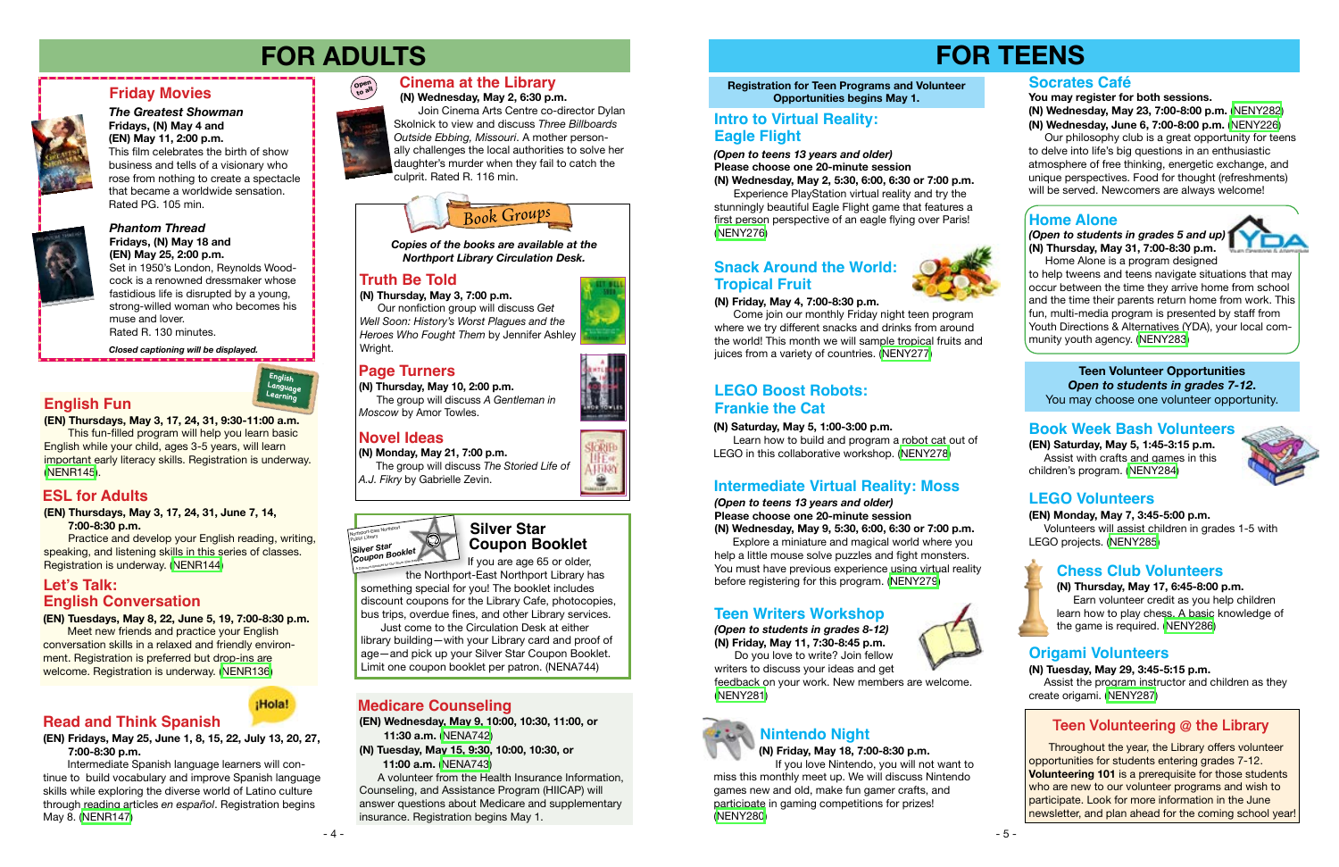# FOR ADULTS

## Friday Movies

### *The Greatest Showman*

**Fridays, (N) May 4 and (EN) May 11, 2:00 p.m.**

This film celebrates the birth of show business and tells of a visionary who rose from nothing to create a spectacle that became a worldwide sensation. Rated PG. 105 min.

### *Phantom Thread*

**Fridays, (N) May 18 and (EN) May 25, 2:00 p.m.**

Set in 1950's London, Reynolds Woodcock is a renowned dressmaker whose fastidious life is disrupted by a young, strong-willed woman who becomes his muse and lover. Rated R. 130 minutes.

***Closed captioning will be displayed.***

## English Fun

**(EN) Thursdays, May 3, 17, 24, 31, 9:30-11:00 a.m.**

This fun-filled program will help you learn basic English while your child, ages 3-5 years, will learn important early literacy skills. Registration is underway. (NENR145)

## ESL for Adults

**(EN) Thursdays, May 3, 17, 24, 31, June 7, 14, 7:00-8:30 p.m.**

Practice and develop your English reading, writing, speaking, and listening skills in this series of classes. Registration is underway. (NENR144)

## Let's Talk: English Conversation

**(EN) Tuesdays, May 8, 22, June 5, 19, 7:00-8:30 p.m.**

Meet new friends and practice your English conversation skills in a relaxed and friendly environment. Registration is preferred but drop-ins are welcome. Registration is underway. (NENR136)

## Read and Think Spanish

**(EN) Fridays, May 25, June 1, 8, 15, 22, July 13, 20, 27, 7:00-8:30 p.m.**

Intermediate Spanish language learners will continue to build vocabulary and improve Spanish language skills while exploring the diverse world of Latino culture through reading articles *en español*. Registration begins May 8. (NENR147)

## Cinema at the Library

Open to all

**(N) Wednesday, May 2, 6:30 p.m.**

Join Cinema Arts Centre co-director Dylan Skolnick to view and discuss *Three Billboards Outside Ebbing, Missouri*. A mother personally challenges the local authorities to solve her daughter's murder when they fail to catch the culprit. Rated R. 116 min.

## Book Groups

***Copies of the books are available at the Northport Library Circulation Desk.***

### Truth Be Told

**(N) Thursday, May 3, 7:00 p.m.**

Our nonfiction group will discuss *Get Well Soon: History's Worst Plagues and the Heroes Who Fought Them* by Jennifer Ashley Wright.

### Page Turners

**(N) Thursday, May 10, 2:00 p.m.**

The group will discuss *A Gentleman in Moscow* by Amor Towles.

### Novel Ideas

**(N) Monday, May 21, 7:00 p.m.**

The group will discuss *The Storied Life of A.J. Fikry* by Gabrielle Zevin.

## Silver Star Coupon Booklet

If you are age 65 or older, the Northport-East Northport Library has something special for you! The booklet includes discount coupons for the Library Cafe, photocopies, bus trips, overdue fines, and other Library services.

Just come to the Circulation Desk at either library building—with your Library card and proof of age—and pick up your Silver Star Coupon Booklet. Limit one coupon booklet per patron. (NENA744)

## Medicare Counseling

**(EN) Wednesday, May 9, 10:00, 10:30, 11:00, or 11:30 a.m.** (NENA742)

**(N) Tuesday, May 15, 9:30, 10:00, 10:30, or 11:00 a.m.** (NENA743)

A volunteer from the Health Insurance Information, Counseling, and Assistance Program (HIICAP) will answer questions about Medicare and supplementary insurance. Registration begins May 1.

# FOR TEENS

**Registration for Teen Programs and Volunteer Opportunities begins May 1.**

## Intro to Virtual Reality: Eagle Flight

***(Open to teens 13 years and older)***
**Please choose one 20-minute session**
**(N) Wednesday, May 2, 5:30, 6:00, 6:30 or 7:00 p.m.**

Experience PlayStation virtual reality and try the stunningly beautiful Eagle Flight game that features a first person perspective of an eagle flying over Paris! (NENY276)

## Snack Around the World: Tropical Fruit

**(N) Friday, May 4, 7:00-8:30 p.m.**

Come join our monthly Friday night teen program where we try different snacks and drinks from around the world! This month we will sample tropical fruits and juices from a variety of countries. (NENY277)

## LEGO Boost Robots: Frankie the Cat

**(N) Saturday, May 5, 1:00-3:00 p.m.**

Learn how to build and program a robot cat out of LEGO in this collaborative workshop. (NENY278)

## Intermediate Virtual Reality: Moss

***(Open to teens 13 years and older)***
**Please choose one 20-minute session**
**(N) Wednesday, May 9, 5:30, 6:00, 6:30 or 7:00 p.m.**

Explore a miniature and magical world where you help a little mouse solve puzzles and fight monsters. You must have previous experience using virtual reality before registering for this program. (NENY279)

## Teen Writers Workshop

***(Open to students in grades 8-12)***
**(N) Friday, May 11, 7:30-8:45 p.m.**

Do you love to write? Join fellow writers to discuss your ideas and get feedback on your work. New members are welcome. (NENY281)

## Nintendo Night

**(N) Friday, May 18, 7:00-8:30 p.m.**

If you love Nintendo, you will not want to miss this monthly meet up. We will discuss Nintendo games new and old, make fun gamer crafts, and participate in gaming competitions for prizes! (NENY280)

## Socrates Café

**You may register for both sessions.**
**(N) Wednesday, May 23, 7:00-8:00 p.m.** (NENY282)
**(N) Wednesday, June 6, 7:00-8:00 p.m.** (NENY226)

Our philosophy club is a great opportunity for teens to delve into life's big questions in an enthusiastic atmosphere of free thinking, energetic exchange, and unique perspectives. Food for thought (refreshments) will be served. Newcomers are always welcome!

## Home Alone

***(Open to students in grades 5 and up)***
**(N) Thursday, May 31, 7:00-8:30 p.m.**

Home Alone is a program designed to help tweens and teens navigate situations that may occur between the time they arrive home from school and the time their parents return home from work. This fun, multi-media program is presented by staff from Youth Directions & Alternatives (YDA), your local community youth agency. (NENY283)

**Teen Volunteer Opportunities**
***Open to students in grades 7-12.***
You may choose one volunteer opportunity.

## Book Week Bash Volunteers

**(EN) Saturday, May 5, 1:45-3:15 p.m.**

Assist with crafts and games in this children's program. (NENY284)

## LEGO Volunteers

**(EN) Monday, May 7, 3:45-5:00 p.m.**

Volunteers will assist children in grades 1-5 with LEGO projects. (NENY285)

## Chess Club Volunteers

**(N) Thursday, May 17, 6:45-8:00 p.m.**

Earn volunteer credit as you help children learn how to play chess. A basic knowledge of the game is required. (NENY286)

## Origami Volunteers

**(N) Tuesday, May 29, 3:45-5:15 p.m.**

Assist the program instructor and children as they create origami. (NENY287)

## Teen Volunteering @ the Library

Throughout the year, the Library offers volunteer opportunities for students entering grades 7-12. **Volunteering 101** is a prerequisite for those students who are new to our volunteer programs and wish to participate. Look for more information in the June newsletter, and plan ahead for the coming school year!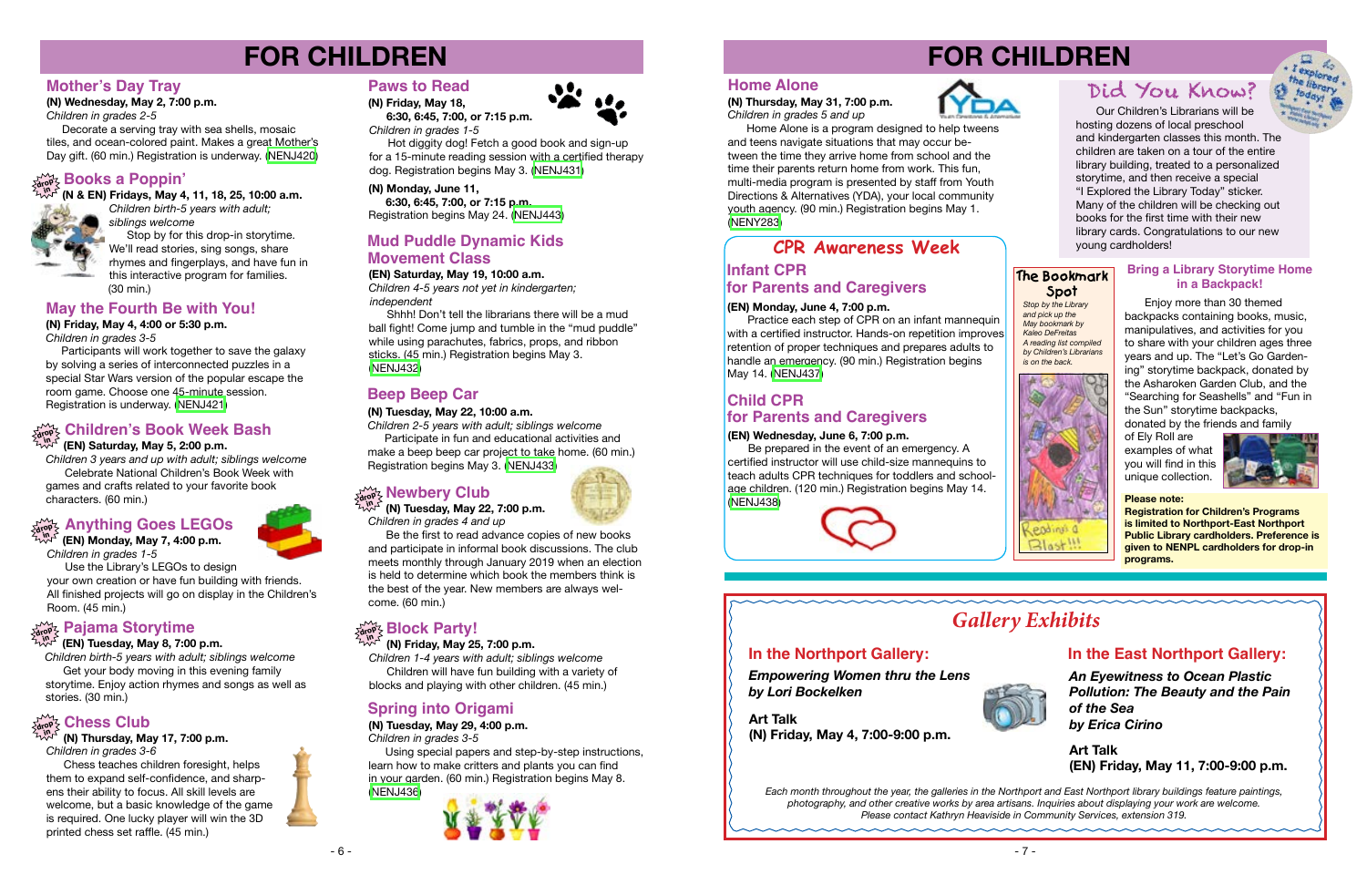# FOR CHILDREN

## Mother's Day Tray

**(N) Wednesday, May 2, 7:00 p.m.**
*Children in grades 2-5*

Decorate a serving tray with sea shells, mosaic tiles, and ocean-colored paint. Makes a great Mother's Day gift. (60 min.) Registration is underway. (NENJ420)

## Books a Poppin'

**(N & EN) Fridays, May 4, 11, 18, 25, 10:00 a.m.**
*Children birth-5 years with adult; siblings welcome*

Stop by for this drop-in storytime. We'll read stories, sing songs, share rhymes and fingerplays, and have fun in this interactive program for families. (30 min.)

## May the Fourth Be with You!

**(N) Friday, May 4, 4:00 or 5:30 p.m.**
*Children in grades 3-5*

Participants will work together to save the galaxy by solving a series of interconnected puzzles in a special Star Wars version of the popular escape the room game. Choose one 45-minute session. Registration is underway. (NENJ421)

## Children's Book Week Bash

**(EN) Saturday, May 5, 2:00 p.m.**
*Children 3 years and up with adult; siblings welcome*

Celebrate National Children's Book Week with games and crafts related to your favorite book characters. (60 min.)

## Anything Goes LEGOs

**(EN) Monday, May 7, 4:00 p.m.**
*Children in grades 1-5*

Use the Library's LEGOs to design your own creation or have fun building with friends. All finished projects will go on display in the Children's Room. (45 min.)

## Pajama Storytime

**(EN) Tuesday, May 8, 7:00 p.m.**
*Children birth-5 years with adult; siblings welcome*

Get your body moving in this evening family storytime. Enjoy action rhymes and songs as well as stories. (30 min.)

## Chess Club

**(N) Thursday, May 17, 7:00 p.m.**
*Children in grades 3-6*

Chess teaches children foresight, helps them to expand self-confidence, and sharpens their ability to focus. All skill levels are welcome, but a basic knowledge of the game is required. One lucky player will win the 3D printed chess set raffle. (45 min.)

## Paws to Read

**(N) Friday, May 18, 6:30, 6:45, 7:00, or 7:15 p.m.**
*Children in grades 1-5*

Hot diggity dog! Fetch a good book and sign-up for a 15-minute reading session with a certified therapy dog. Registration begins May 3. (NENJ431)

**(N) Monday, June 11, 6:30, 6:45, 7:00, or 7:15 p.m.**
Registration begins May 24. (NENJ443)

## Mud Puddle Dynamic Kids Movement Class

**(EN) Saturday, May 19, 10:00 a.m.**
*Children 4-5 years not yet in kindergarten; independent*

Shhh! Don't tell the librarians there will be a mud ball fight! Come jump and tumble in the "mud puddle" while using parachutes, fabrics, props, and ribbon sticks. (45 min.) Registration begins May 3. (NENJ432)

## Beep Beep Car

**(N) Tuesday, May 22, 10:00 a.m.**
*Children 2-5 years with adult; siblings welcome*

Participate in fun and educational activities and make a beep beep car project to take home. (60 min.) Registration begins May 3. (NENJ433)

## Newbery Club

**(N) Tuesday, May 22, 7:00 p.m.**
*Children in grades 4 and up*

Be the first to read advance copies of new books and participate in informal book discussions. The club meets monthly through January 2019 when an election is held to determine which book the members think is the best of the year. New members are always welcome. (60 min.)

## Block Party!

**(N) Friday, May 25, 7:00 p.m.**
*Children 1-4 years with adult; siblings welcome*

Children will have fun building with a variety of blocks and playing with other children. (45 min.)

## Spring into Origami

**(N) Tuesday, May 29, 4:00 p.m.**
*Children in grades 3-5*

Using special papers and step-by-step instructions, learn how to make critters and plants you can find in your garden. (60 min.) Registration begins May 8. (NENJ436)

# FOR CHILDREN

## Home Alone

**(N) Thursday, May 31, 7:00 p.m.**
*Children in grades 5 and up*

Home Alone is a program designed to help tweens and teens navigate situations that may occur between the time they arrive home from school and the time their parents return home from work. This fun, multi-media program is presented by staff from Youth Directions & Alternatives (YDA), your local community youth agency. (90 min.) Registration begins May 1. (NENY283)

## Did You Know?

Our Children's Librarians will be hosting dozens of local preschool and kindergarten classes this month. The children are taken on a tour of the entire library building, treated to a personalized storytime, and then receive a special "I Explored the Library Today" sticker. Many of the children will be checking out books for the first time with their new library cards. Congratulations to our new young cardholders!

## CPR Awareness Week

### Infant CPR for Parents and Caregivers

**(EN) Monday, June 4, 7:00 p.m.**

Practice each step of CPR on an infant mannequin with a certified instructor. Hands-on repetition improves retention of proper techniques and prepares adults to handle an emergency. (90 min.) Registration begins May 14. (NENJ437)

### Child CPR for Parents and Caregivers

**(EN) Wednesday, June 6, 7:00 p.m.**

Be prepared in the event of an emergency. A certified instructor will use child-size mannequins to teach adults CPR techniques for toddlers and school-age children. (120 min.) Registration begins May 14. (NENJ438)

## The Bookmark Spot

*Stop by the Library and pick up the May bookmark by Kaleo DeFreitas. A reading list compiled by Children's Librarians is on the back.*

## Bring a Library Storytime Home in a Backpack!

Enjoy more than 30 themed backpacks containing books, music, manipulatives, and activities for you to share with your children ages three years and up. The "Let's Go Gardening" storytime backpack, donated by the Asharoken Garden Club, and the "Searching for Seashells" and "Fun in the Sun" storytime backpacks, donated by the friends and family of Ely Roll are examples of what you will find in this unique collection.

**Please note: Registration for Children's Programs is limited to Northport-East Northport Public Library cardholders. Preference is given to NENPL cardholders for drop-in programs.**

## Gallery Exhibits

### In the Northport Gallery:

***Empowering Women thru the Lens by Lori Bockelken***

**Art Talk**
**(N) Friday, May 4, 7:00-9:00 p.m.**

### In the East Northport Gallery:

***An Eyewitness to Ocean Plastic Pollution: The Beauty and the Pain of the Sea by Erica Cirino***

**Art Talk**
**(EN) Friday, May 11, 7:00-9:00 p.m.**

*Each month throughout the year, the galleries in the Northport and East Northport library buildings feature paintings, photography, and other creative works by area artisans. Inquiries about displaying your work are welcome. Please contact Kathryn Heaviside in Community Services, extension 319.*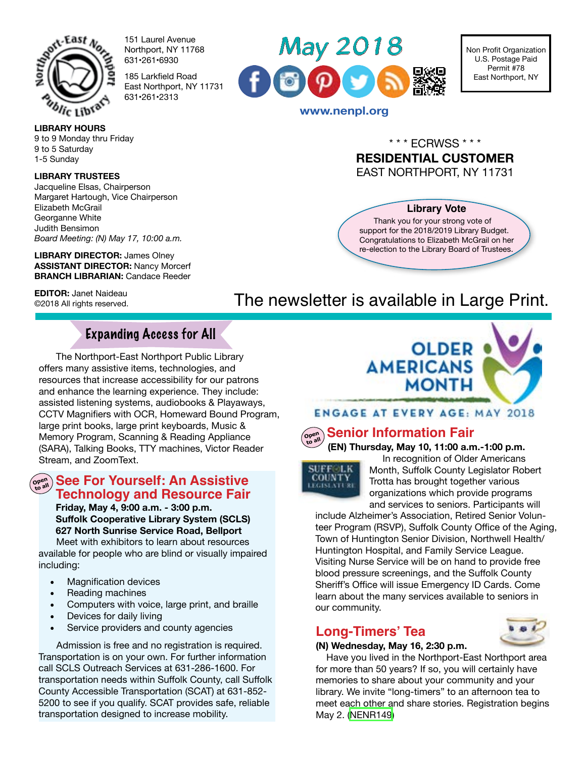151 Laurel Avenue
Northport, NY 11768
631•261•6930

185 Larkfield Road
East Northport, NY 11731
631•261•2313

# May 2018

www.nenpl.org

Non Profit Organization
U.S. Postage Paid
Permit #78
East Northport, NY

**LIBRARY HOURS**
9 to 9 Monday thru Friday
9 to 5 Saturday
1-5 Sunday

**LIBRARY TRUSTEES**
Jacqueline Elsas, Chairperson
Margaret Hartough, Vice Chairperson
Elizabeth McGrail
Georganne White
Judith Bensimon
*Board Meeting: (N) May 17, 10:00 a.m.*

**LIBRARY DIRECTOR:** James Olney
**ASSISTANT DIRECTOR:** Nancy Morcerf
**BRANCH LIBRARIAN:** Candace Reeder

**EDITOR:** Janet Naideau
©2018 All rights reserved.

\* \* \* ECRWSS \* \* \*
**RESIDENTIAL CUSTOMER**
EAST NORTHPORT, NY 11731

**Library Vote**
Thank you for your strong vote of support for the 2018/2019 Library Budget. Congratulations to Elizabeth McGrail on her re-election to the Library Board of Trustees.

The newsletter is available in Large Print.

## Expanding Access for All

The Northport-East Northport Public Library offers many assistive items, technologies, and resources that increase accessibility for our patrons and enhance the learning experience. They include: assisted listening systems, audiobooks & Playaways, CCTV Magnifiers with OCR, Homeward Bound Program, large print books, large print keyboards, Music & Memory Program, Scanning & Reading Appliance (SARA), Talking Books, TTY machines, Victor Reader Stream, and ZoomText.

### See For Yourself: An Assistive Technology and Resource Fair

Open to all

**Friday, May 4, 9:00 a.m. - 3:00 p.m.**
**Suffolk Cooperative Library System (SCLS)**
**627 North Sunrise Service Road, Bellport**

Meet with exhibitors to learn about resources available for people who are blind or visually impaired including:

- Magnification devices
- Reading machines
- Computers with voice, large print, and braille
- Devices for daily living
- Service providers and county agencies

Admission is free and no registration is required. Transportation is on your own. For further information call SCLS Outreach Services at 631-286-1600. For transportation needs within Suffolk County, call Suffolk County Accessible Transportation (SCAT) at 631-852-5200 to see if you qualify. SCAT provides safe, reliable transportation designed to increase mobility.

OLDER AMERICANS MONTH
ENGAGE AT EVERY AGE: MAY 2018

### Senior Information Fair

Open to all

**(EN) Thursday, May 10, 11:00 a.m.-1:00 p.m.**

In recognition of Older Americans Month, Suffolk County Legislator Robert Trotta has brought together various organizations which provide programs and services to seniors. Participants will include Alzheimer's Association, Retired Senior Volunteer Program (RSVP), Suffolk County Office of the Aging, Town of Huntington Senior Division, Northwell Health/Huntington Hospital, and Family Service League. Visiting Nurse Service will be on hand to provide free blood pressure screenings, and the Suffolk County Sheriff's Office will issue Emergency ID Cards. Come learn about the many services available to seniors in our community.

### Long-Timers' Tea

**(N) Wednesday, May 16, 2:30 p.m.**

Have you lived in the Northport-East Northport area for more than 50 years? If so, you will certainly have memories to share about your community and your library. We invite "long-timers" to an afternoon tea to meet each other and share stories. Registration begins May 2. (NENR149)